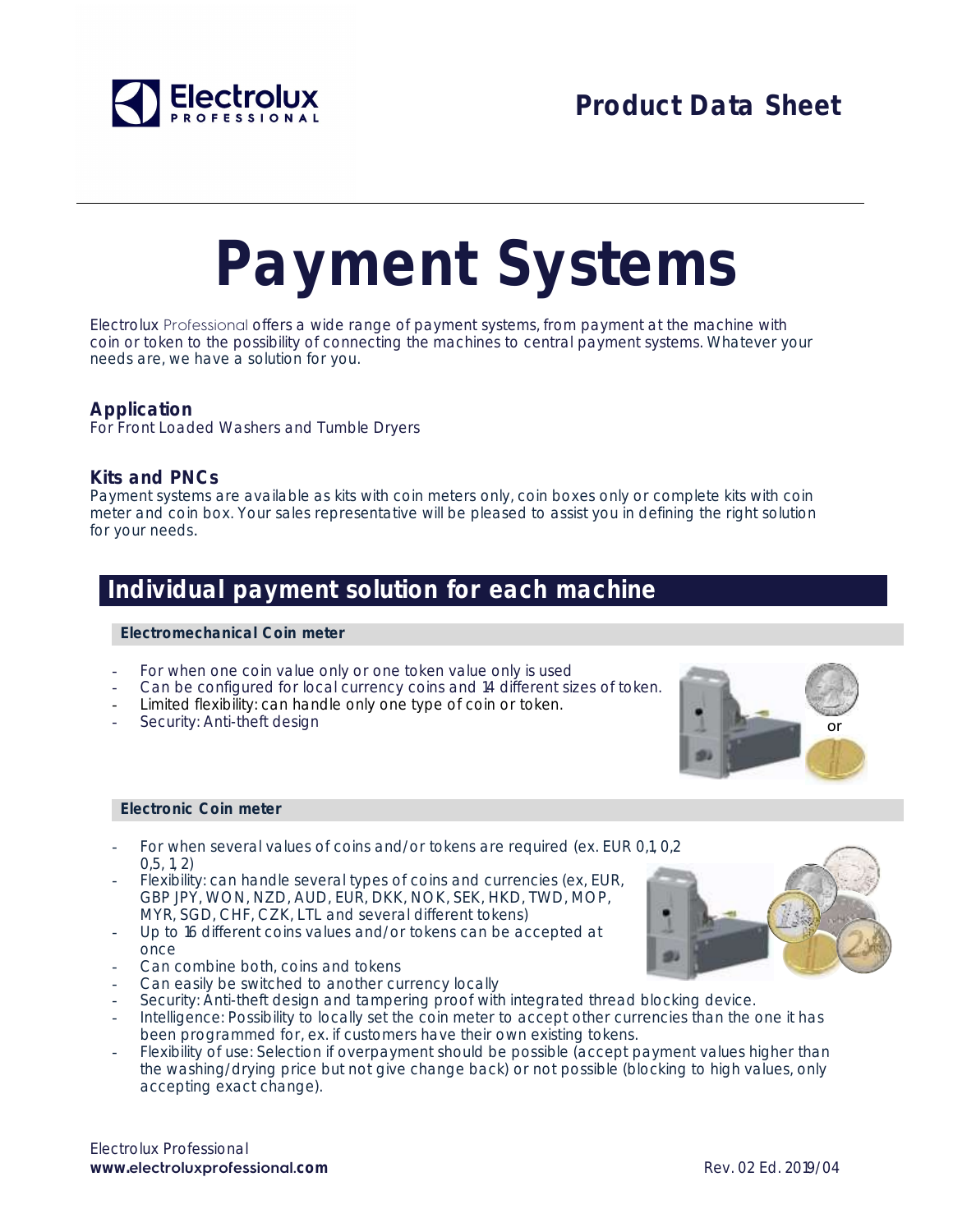# Payment Systems

Electrolux Professional offers a wide range of payment systems, from payment at the machine with coin or token to the possibility of connecting the machines to central payment systems. Whatever your needs are, we have a solution for you.

### Application

For Front Loaded Washers and Tumble Dryers

### Kits and PNCs

Payment systems are available as kits with coin meters only, coin boxes only or complete kits with coin meter and coin box. Your sales representative will be pleased to assist you in defining the right solution for your needs.

## Individual payment solution for each machine

#### Electromechanical Coin meter

- For when one coin value only or one token value only is used
- Can be configured for local currency coins and 14 different sizes of token.
- Limited flexibility: can handle only one type of coin or token.
- Security: Anti-theft design

#### Electronic Coin meter

- For when several values of coins and/or tokens are required (ex. EUR 0,1, 0,2 0,5, 1, 2)
- Flexibility: can handle several types of coins and currencies (ex, EUR, GBP JPY, WON, NZD, AUD, EUR, DKK, NOK, SEK, HKD, TWD, MOP, MYR, SGD, CHF, CZK, LTL and several different tokens)
- Up to 16 different coins values and/or tokens can be accepted at once
- Can combine both, coins and tokens
- Can easily be switched to another currency locally
- Security: Anti-theft design and tampering proof with integrated thread blocking device.
- Intelligence: Possibility to locally set the coin meter to accept other currencies than the one it has been programmed for, ex. if customers have their own existing tokens.
- Flexibility of use: Selection if overpayment should be possible (accept payment values higher than the washing/drying price but not give change back) or not possible (blocking to high values, only accepting exact change).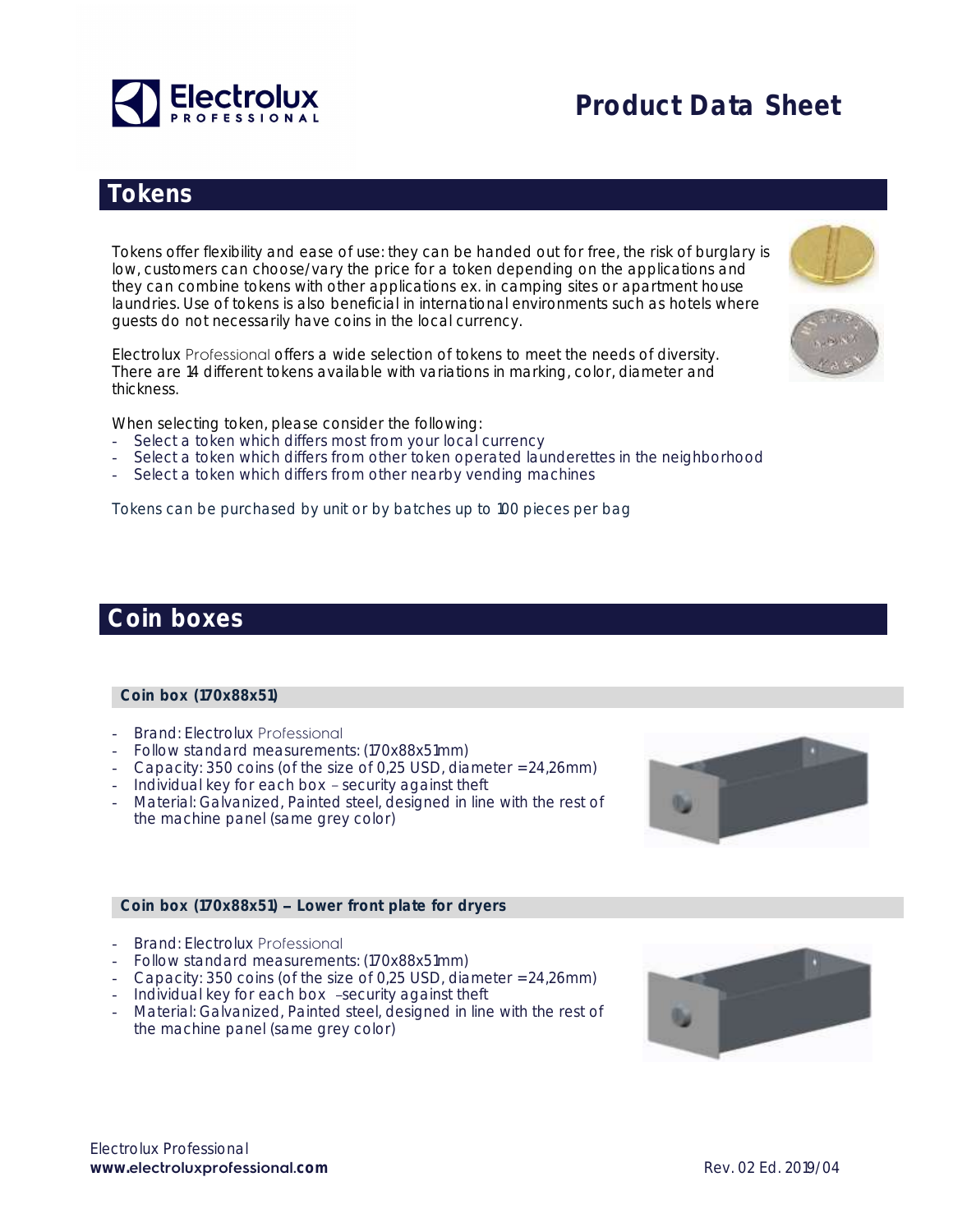# Product Data Sheet

## Tokens

Tokens offer flexibility and ease of use: they can be handed out for free, the risk of burglary is low, customers can choose/vary the price for a token depending on the applications and they can combine tokens with other applications ex. in camping sites or apartment house laundries. Use of tokens is also beneficial in international environments such as hotels where guests do not necessarily have coins in the local currency.

Electrolux Professional offers a wide selection of tokens to meet the needs of diversity. There are 14 different tokens available with variations in marking, color, diameter and thickness.

When selecting token, please consider the following:

- Select a token which differs most from your local currency
- Select a token which differs from other token operated launderettes in the neighborhood
- Select a token which differs from other nearby vending machines

Tokens can be purchased by unit or by batches up to 100 pieces per bag

## Coin boxes

### Coin box (170x88x51)

- Brand: Electrolux Professional
- Follow standard measurements: (170x88x51mm)
- Capacity: 350 coins (of the size of 0,25 USD, diameter = 24,26mm)
- Individual key for each box – security against theft
- Material: Galvanized, Painted steel, designed in line with the rest of the machine panel (same grey color)

### Coin box (170x88x51) – Lower front plate for dryers

- Brand: Electrolux Professional
- Follow standard measurements: (170x88x51mm)
- Capacity: 350 coins (of the size of 0,25 USD, diameter = 24,26mm)
- Individual key for each box – security against theft
- Material: Galvanized, Painted steel, designed in line with the rest of the machine panel (same grey color)

Electrolux Professional
www.electroluxprofessional.com

Rev. 02 Ed. 2019/04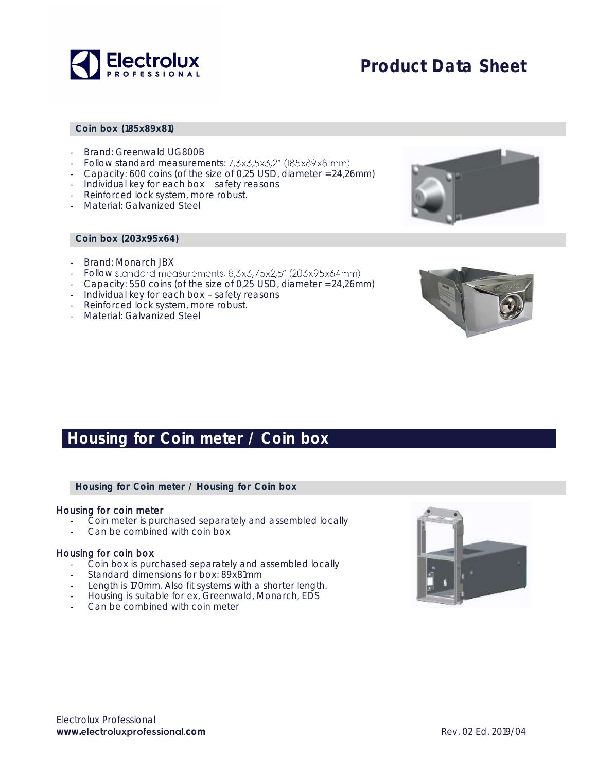# Product Data Sheet

### Coin box (185x89x81)

- Brand: Greenwald UG800B
- Follow standard measurements: 7,3x3,5x3,2" (185x89x81mm)
- Capacity: 600 coins (of the size of 0,25 USD, diameter =24,26mm)
- Individual key for each box – safety reasons
- Reinforced lock system, more robust.
- Material: Galvanized Steel

### Coin box (203x95x64)

- Brand: Monarch JBX
- Follow standard measurements: 8,3x3,75x2,5" (203x95x64mm)
- Capacity: 550 coins (of the size of 0,25 USD, diameter =24,26mm)
- Individual key for each box – safety reasons
- Reinforced lock system, more robust.
- Material: Galvanized Steel

## Housing for Coin meter / Coin box

### Housing for Coin meter / Housing for Coin box

Housing for coin meter

- Coin meter is purchased separately and assembled locally
- Can be combined with coin box

Housing for coin box

- Coin box is purchased separately and assembled locally
- Standard dimensions for box: 89x81mm
- Length is 170mm. Also fit systems with a shorter length.
- Housing is suitable for ex, Greenwald, Monarch, EDS
- Can be combined with coin meter

Electrolux Professional
www.electroluxprofessional.com

Rev. 02 Ed. 2019/04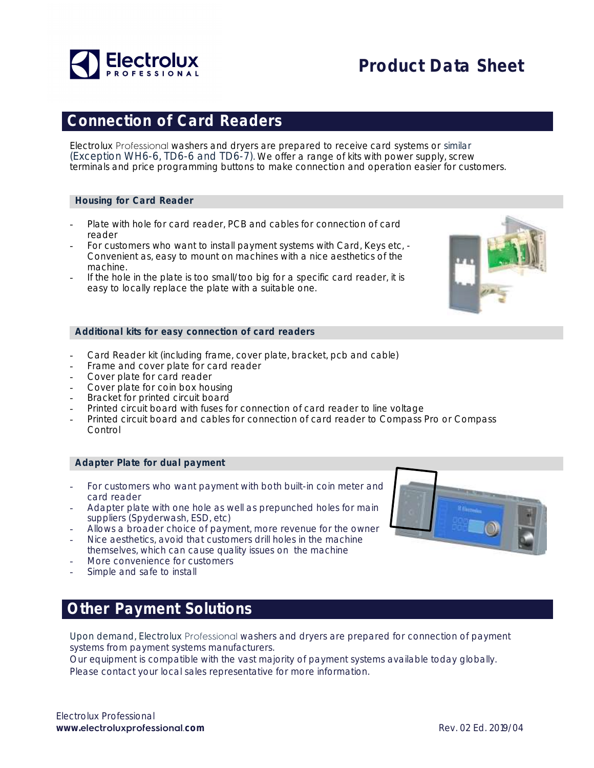# Product Data Sheet

## Connection of Card Readers

Electrolux Professional washers and dryers are prepared to receive card systems or similar (Exception WH6-6, TD6-6 and TD6-7). We offer a range of kits with power supply, screw terminals and price programming buttons to make connection and operation easier for customers.

### Housing for Card Reader

- Plate with hole for card reader, PCB and cables for connection of card reader
- For customers who want to install payment systems with Card, Keys etc, - Convenient as, easy to mount on machines with a nice aesthetics of the machine.
- If the hole in the plate is too small/too big for a specific card reader, it is easy to locally replace the plate with a suitable one.

### Additional kits for easy connection of card readers

- Card Reader kit (including frame, cover plate, bracket, pcb and cable)
- Frame and cover plate for card reader
- Cover plate for card reader
- Cover plate for coin box housing
- Bracket for printed circuit board
- Printed circuit board with fuses for connection of card reader to line voltage
- Printed circuit board and cables for connection of card reader to Compass Pro or Compass Control

### Adapter Plate for dual payment

- For customers who want payment with both built-in coin meter and card reader
- Adapter plate with one hole as well as prepunched holes for main suppliers (Spyderwash, ESD, etc)
- Allows a broader choice of payment, more revenue for the owner
- Nice aesthetics, avoid that customers drill holes in the machine themselves, which can cause quality issues on the machine
- More convenience for customers
- Simple and safe to install

## Other Payment Solutions

Upon demand, Electrolux Professional washers and dryers are prepared for connection of payment systems from payment systems manufacturers.

Our equipment is compatible with the vast majority of payment systems available today globally.

Please contact your local sales representative for more information.

Electrolux Professional
www.electroluxprofessional.com

Rev. 02 Ed. 2019/04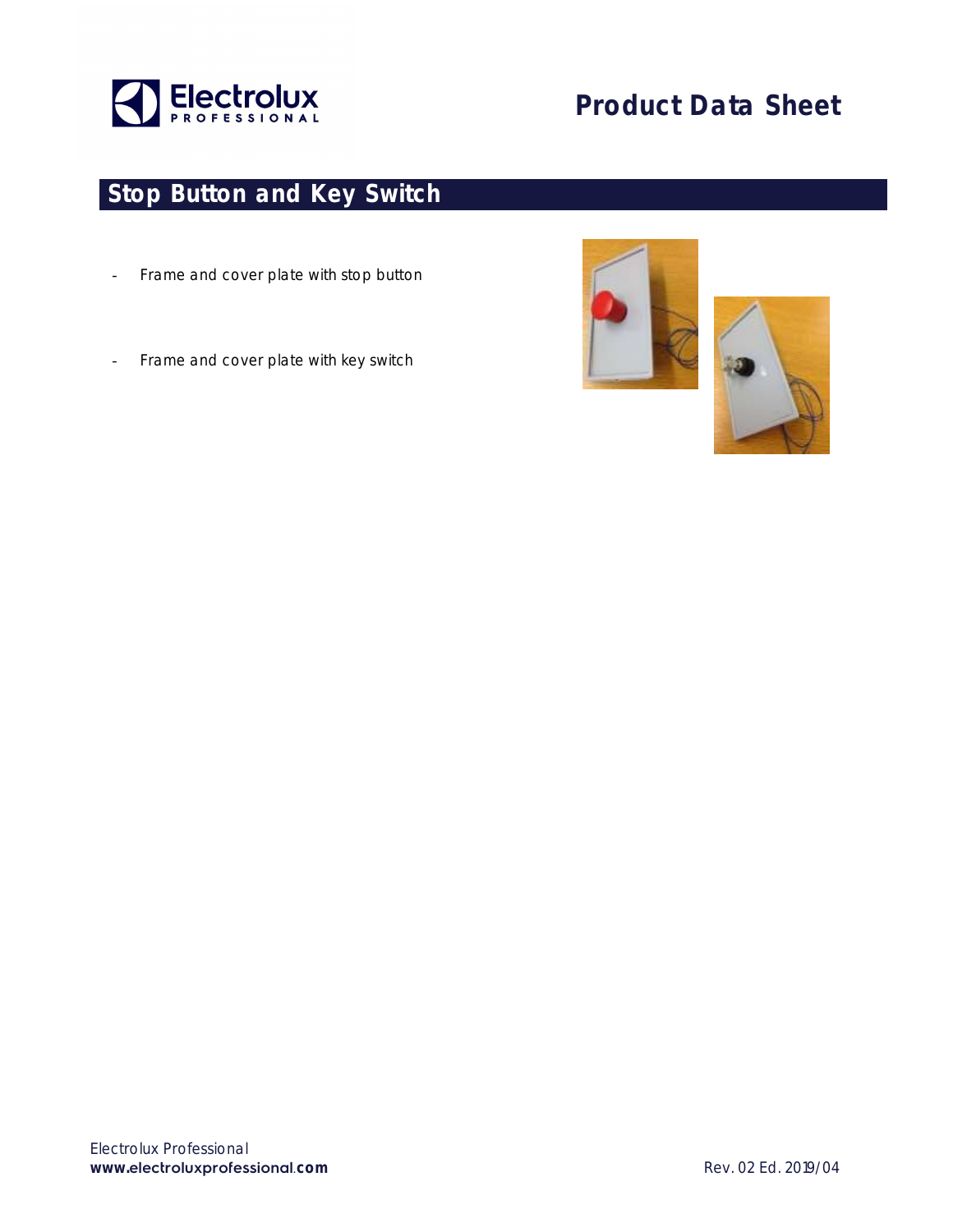## Stop Button and Key Switch

- Frame and cover plate with stop button
- Frame and cover plate with key switch